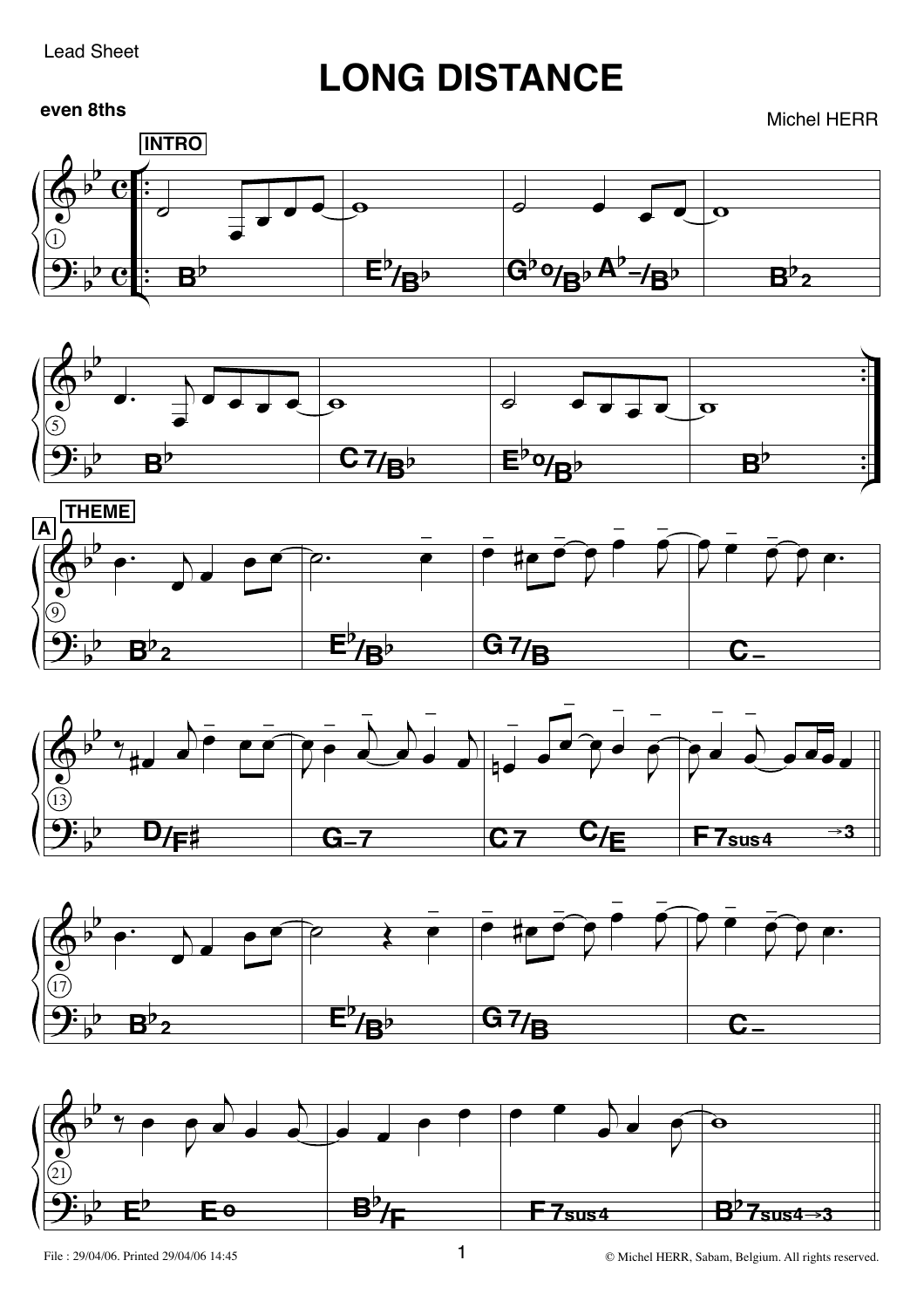Lead Sheet

# LONG DISTANCE

**even 8ths**

Michel HERR

**INTRO**

| 1 | | | |
|---|---|---|---|
| B♭ | E♭/B♭ | G♭o/B♭ A♭–/B♭ | B♭2 |

| 5 | | | |
|---|---|---|---|
| B♭ | C7/B♭ | E♭o/B♭ | B♭ |

**THEME**

**A**

| 9 | | | |
|---|---|---|---|
| B♭2 | E♭/B♭ | G7/B | C– |

| 13 | | | |
|---|---|---|---|
| D/F♯ | G–7 | C7 C/E | F7sus4 →3 |

| 17 | | | |
|---|---|---|---|
| B♭2 | E♭/B♭ | G7/B | C– |

| 21 | | | |
|---|---|---|---|
| E♭ Eo | B♭/F | F7sus4 | B♭7sus4→3 |

File : 29/04/06. Printed 29/04/06 14:45

© Michel HERR, Sabam, Belgium. All rights reserved.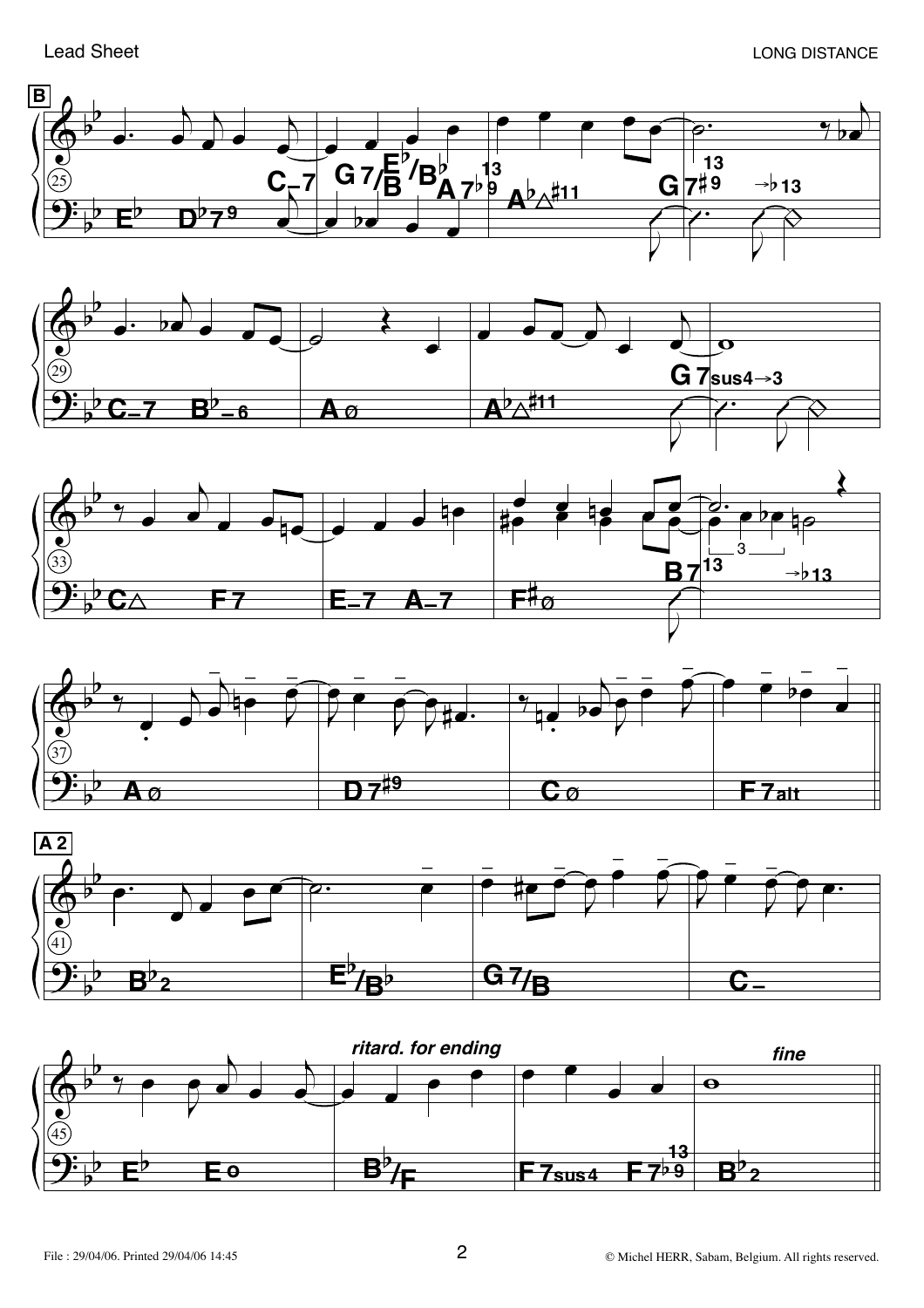**B**

(25) E♭ D♭7⁹ | C–7 G7/B E♭/B♭ A7♭9 13 | A♭△♯11 | G7♯9 13 →♭13

(29) C–7 B♭–6 | Aø | A♭△♯11 | G7sus4→3

(33) C△ F7 | E–7 A–7 | F♯ø | B7 13 →♭13

(37) Aø | D7♯9 | Cø | F7alt

**A 2**

(41) B♭2 | E♭/B♭ | G7/B | C–

(45) E♭ Eo | B♭/F | F7sus4 F7♭9 13 | B♭2

*ritard. for ending*

*fine*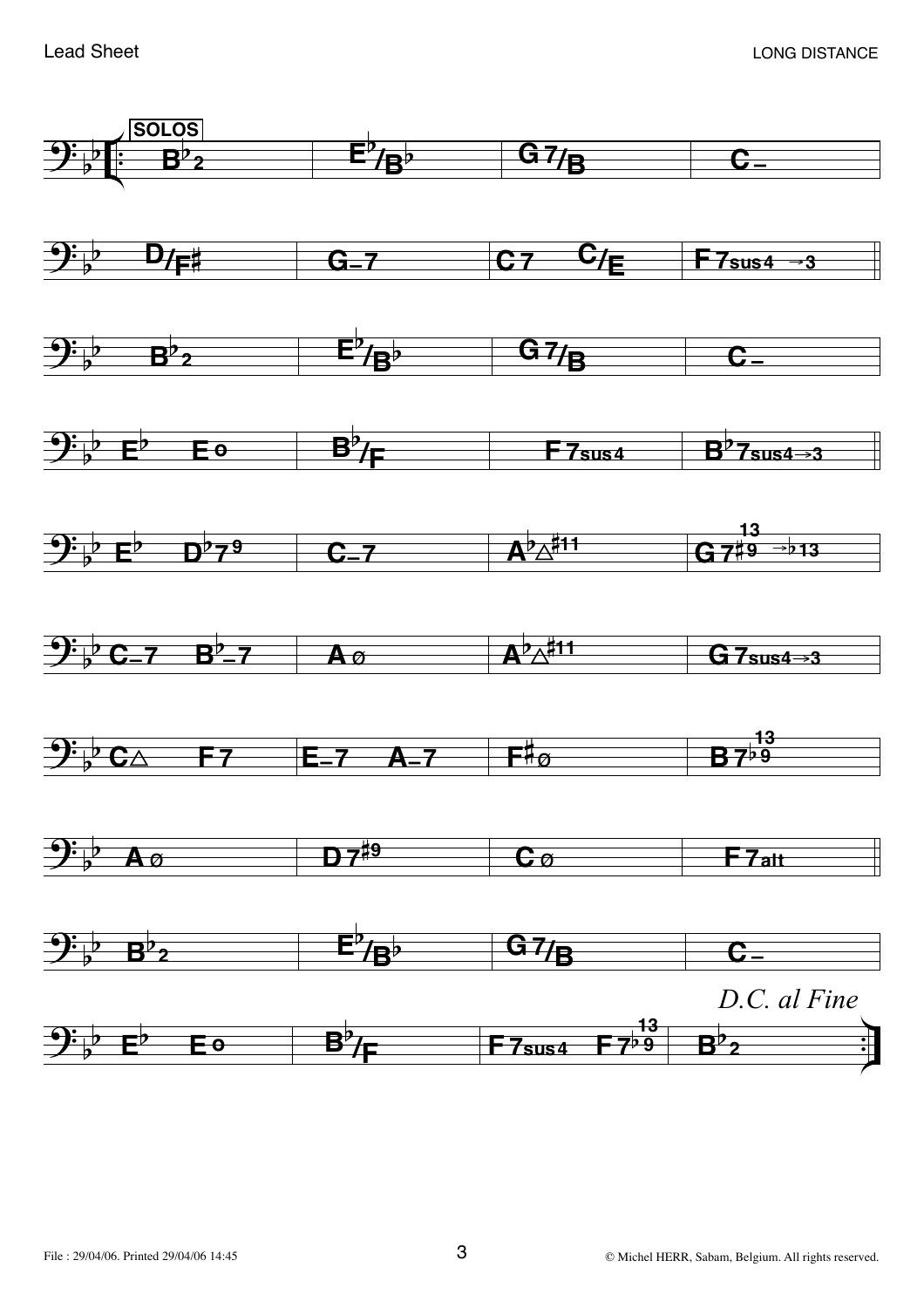SOLOS

| | | | |
|---|---|---|---|
| B♭2 | E♭/B♭ | G7/B | C– |
| D/F♯ | G–7 | C7  C/E | F7sus4 →3 |
| B♭2 | E♭/B♭ | G7/B | C– |
| E♭  E o | B♭/F | F7sus4 | B♭7sus4→3 |
| E♭  D♭7 9 | C–7 | A♭△♯11 | G7♯9 13 →♭13 |
| C–7  B♭–7 | A ø | A♭△♯11 | G7sus4→3 |
| C△  F7 | E–7  A–7 | F♯ø | B7♭9 13 |
| A ø | D7♯9 | C ø | F7alt |
| B♭2 | E♭/B♭ | G7/B | C– |
| E♭  E o | B♭/F | F7sus4  F7♭9 13 | B♭2 |

*D.C. al Fine*

File : 29/04/06. Printed 29/04/06 14:45

© Michel HERR, Sabam, Belgium. All rights reserved.